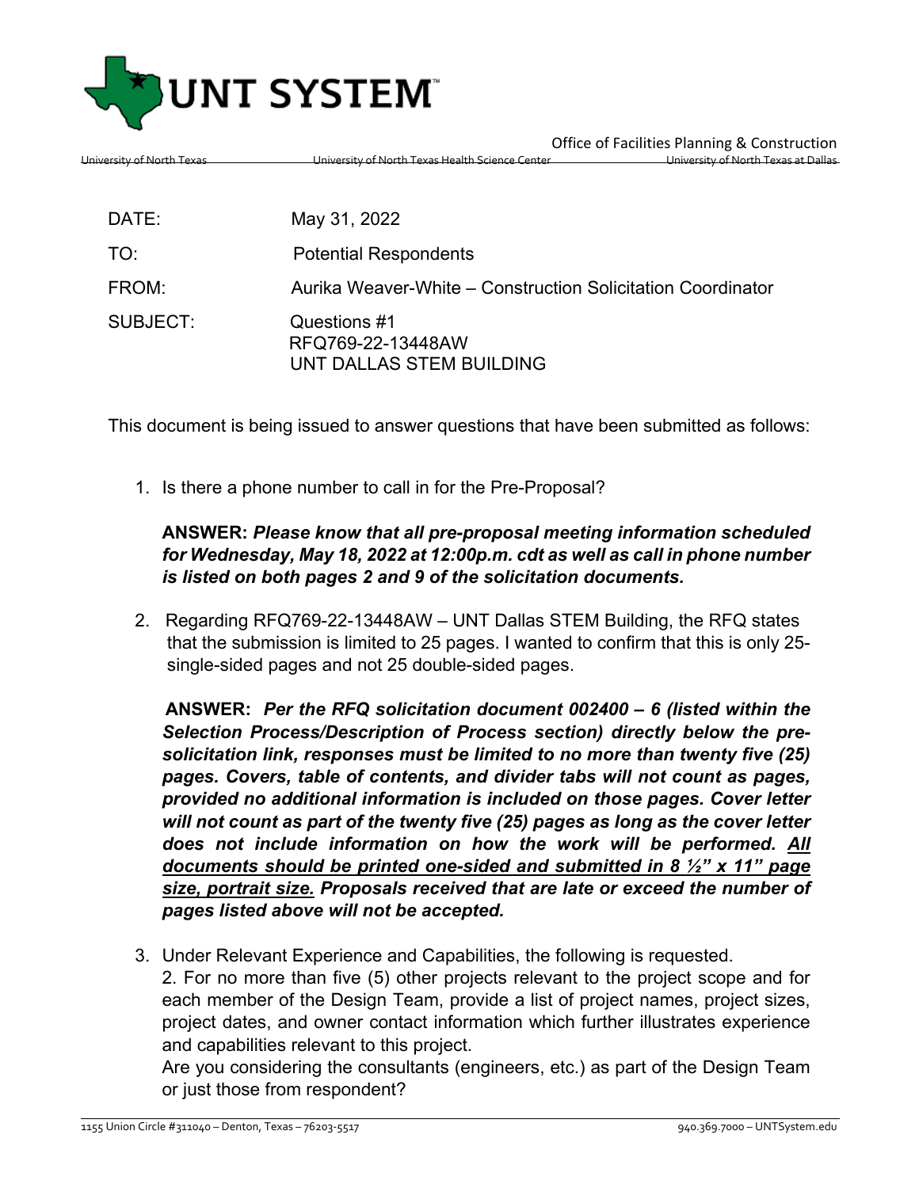UNT SYSTEM™

Office of Facilities Planning & Construction

University of North Texas University of North Texas Health Science Center University of North Texas at Dallas

| | |
|---|---|
| DATE: | May 31, 2022 |
| TO: | Potential Respondents |
| FROM: | Aurika Weaver-White – Construction Solicitation Coordinator |
| SUBJECT: | Questions #1<br>RFQ769-22-13448AW<br>UNT DALLAS STEM BUILDING |

This document is being issued to answer questions that have been submitted as follows:

1. Is there a phone number to call in for the Pre-Proposal?

   **ANSWER:** ***Please know that all pre-proposal meeting information scheduled for Wednesday, May 18, 2022 at 12:00p.m. cdt as well as call in phone number is listed on both pages 2 and 9 of the solicitation documents.***

2. Regarding RFQ769-22-13448AW – UNT Dallas STEM Building, the RFQ states that the submission is limited to 25 pages. I wanted to confirm that this is only 25-single-sided pages and not 25 double-sided pages.

   **ANSWER:** ***Per the RFQ solicitation document 002400 – 6 (listed within the Selection Process/Description of Process section) directly below the pre-solicitation link, responses must be limited to no more than twenty five (25) pages. Covers, table of contents, and divider tabs will not count as pages, provided no additional information is included on those pages. Cover letter will not count as part of the twenty five (25) pages as long as the cover letter does not include information on how the work will be performed. <u>All documents should be printed one-sided and submitted in 8 ½" x 11" page size, portrait size.</u> Proposals received that are late or exceed the number of pages listed above will not be accepted.***

3. Under Relevant Experience and Capabilities, the following is requested.
   2. For no more than five (5) other projects relevant to the project scope and for each member of the Design Team, provide a list of project names, project sizes, project dates, and owner contact information which further illustrates experience and capabilities relevant to this project.
   Are you considering the consultants (engineers, etc.) as part of the Design Team or just those from respondent?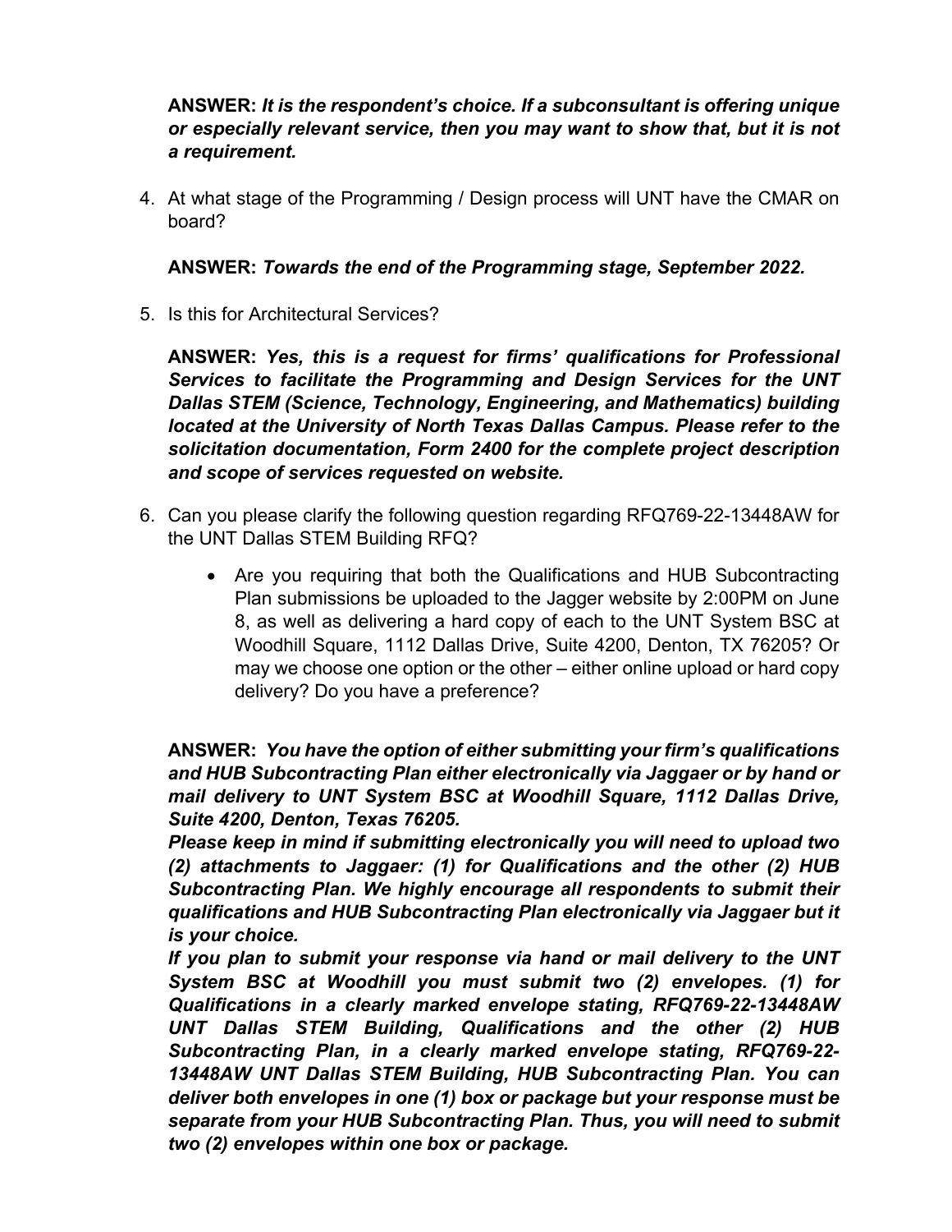**ANSWER:** ***It is the respondent's choice. If a subconsultant is offering unique or especially relevant service, then you may want to show that, but it is not a requirement.***

4. At what stage of the Programming / Design process will UNT have the CMAR on board?

   **ANSWER:** ***Towards the end of the Programming stage, September 2022.***

5. Is this for Architectural Services?

   **ANSWER:** ***Yes, this is a request for firms' qualifications for Professional Services to facilitate the Programming and Design Services for the UNT Dallas STEM (Science, Technology, Engineering, and Mathematics) building located at the University of North Texas Dallas Campus. Please refer to the solicitation documentation, Form 2400 for the complete project description and scope of services requested on website.***

6. Can you please clarify the following question regarding RFQ769-22-13448AW for the UNT Dallas STEM Building RFQ?

   - Are you requiring that both the Qualifications and HUB Subcontracting Plan submissions be uploaded to the Jagger website by 2:00PM on June 8, as well as delivering a hard copy of each to the UNT System BSC at Woodhill Square, 1112 Dallas Drive, Suite 4200, Denton, TX 76205? Or may we choose one option or the other – either online upload or hard copy delivery? Do you have a preference?

   **ANSWER:** ***You have the option of either submitting your firm's qualifications and HUB Subcontracting Plan either electronically via Jaggaer or by hand or mail delivery to UNT System BSC at Woodhill Square, 1112 Dallas Drive, Suite 4200, Denton, Texas 76205.***
   ***Please keep in mind if submitting electronically you will need to upload two (2) attachments to Jaggaer: (1) for Qualifications and the other (2) HUB Subcontracting Plan. We highly encourage all respondents to submit their qualifications and HUB Subcontracting Plan electronically via Jaggaer but it is your choice.***
   ***If you plan to submit your response via hand or mail delivery to the UNT System BSC at Woodhill you must submit two (2) envelopes. (1) for Qualifications in a clearly marked envelope stating, RFQ769-22-13448AW UNT Dallas STEM Building, Qualifications and the other (2) HUB Subcontracting Plan, in a clearly marked envelope stating, RFQ769-22-13448AW UNT Dallas STEM Building, HUB Subcontracting Plan. You can deliver both envelopes in one (1) box or package but your response must be separate from your HUB Subcontracting Plan. Thus, you will need to submit two (2) envelopes within one box or package.***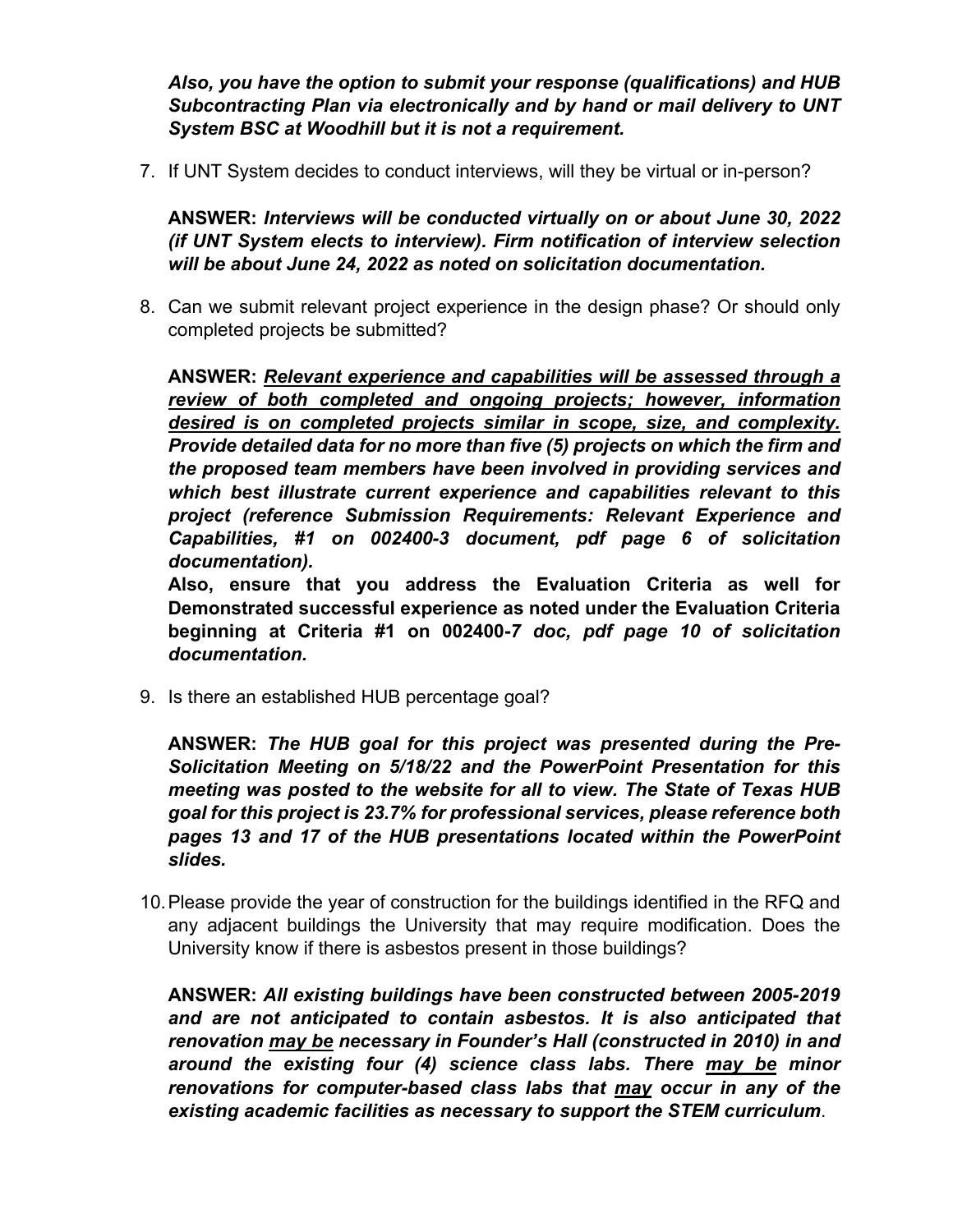***Also, you have the option to submit your response (qualifications) and HUB Subcontracting Plan via electronically and by hand or mail delivery to UNT System BSC at Woodhill but it is not a requirement.***

7. If UNT System decides to conduct interviews, will they be virtual or in-person?

   **ANSWER:** ***Interviews will be conducted virtually on or about June 30, 2022 (if UNT System elects to interview). Firm notification of interview selection will be about June 24, 2022 as noted on solicitation documentation.***

8. Can we submit relevant project experience in the design phase? Or should only completed projects be submitted?

   **ANSWER:** ***<u>Relevant experience and capabilities will be assessed through a review of both completed and ongoing projects; however, information desired is on completed projects similar in scope, size, and complexity.</u> Provide detailed data for no more than five (5) projects on which the firm and the proposed team members have been involved in providing services and which best illustrate current experience and capabilities relevant to this project (reference Submission Requirements: Relevant Experience and Capabilities, #1 on 002400-3 document, pdf page 6 of solicitation documentation).***
   **Also, ensure that you address the Evaluation Criteria as well for Demonstrated successful experience as noted under the Evaluation Criteria beginning at Criteria #1 on 002400-*7 doc, pdf page 10 of solicitation documentation.***

9. Is there an established HUB percentage goal?

   **ANSWER:** ***The HUB goal for this project was presented during the Pre-Solicitation Meeting on 5/18/22 and the PowerPoint Presentation for this meeting was posted to the website for all to view. The State of Texas HUB goal for this project is 23.7% for professional services, please reference both pages 13 and 17 of the HUB presentations located within the PowerPoint slides.***

10. Please provide the year of construction for the buildings identified in the RFQ and any adjacent buildings the University that may require modification. Does the University know if there is asbestos present in those buildings?

    **ANSWER:** ***All existing buildings have been constructed between 2005-2019 and are not anticipated to contain asbestos. It is also anticipated that renovation <u>may be</u> necessary in Founder's Hall (constructed in 2010) in and around the existing four (4) science class labs. There <u>may be</u> minor renovations for computer-based class labs that <u>may</u> occur in any of the existing academic facilities as necessary to support the STEM curriculum***.